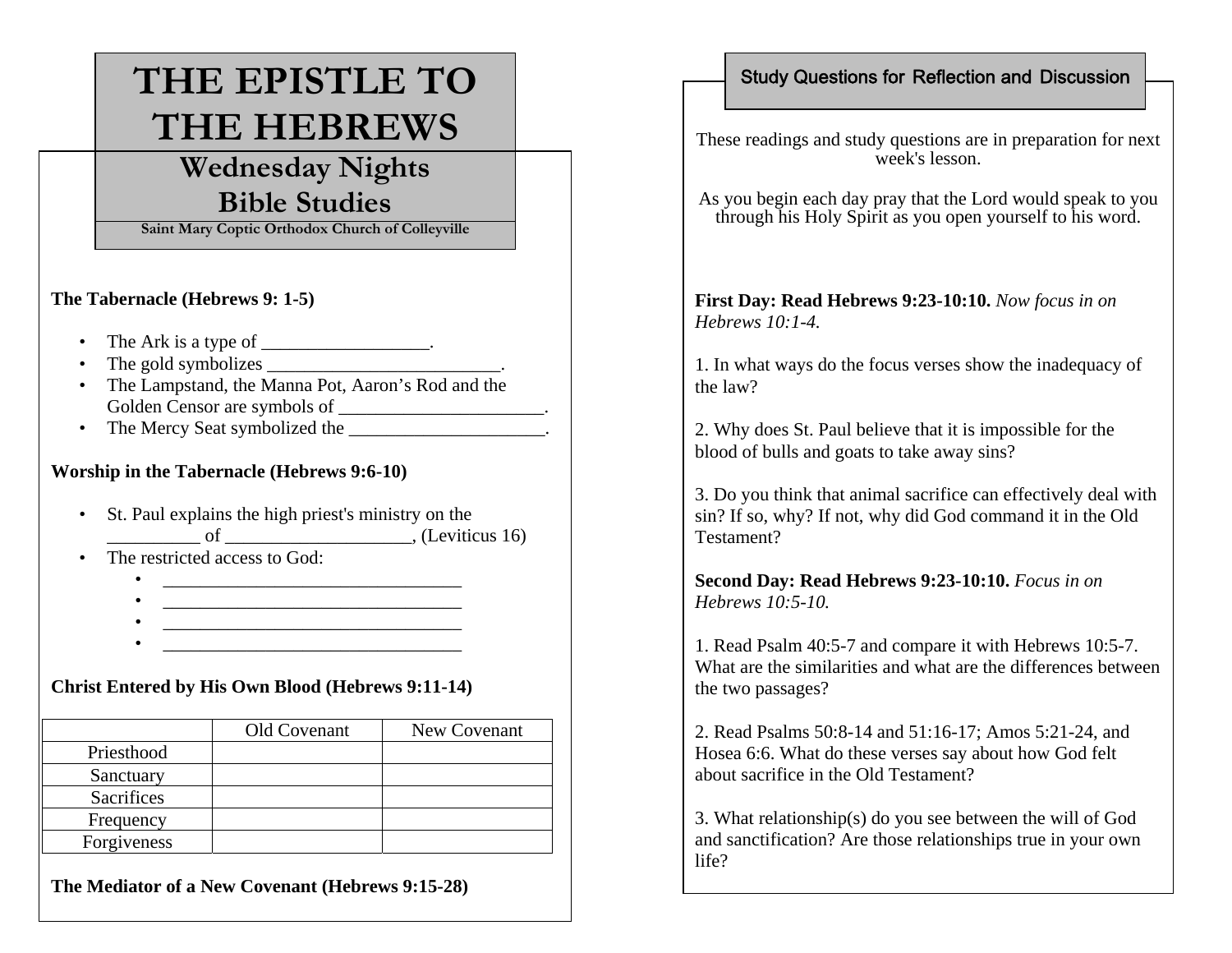# THE EPISTLE TO THE HEBREWS

## Wednesday Nights Bible Studies

**Saint Mary Coptic Orthodox Church of Colleyville**

**The Tabernacle (Hebrews 9: 1-5)**

- The Ark is a type of __________________.
- The gold symbolizes _________________________.
- The Lampstand, the Manna Pot, Aaron's Rod and the Golden Censor are symbols of ______________________.
- The Mercy Seat symbolized the _____________________.

**Worship in the Tabernacle (Hebrews 9:6-10)**

- St. Paul explains the high priest's ministry on the __________ of ____________________, (Leviticus 16)
- The restricted access to God:
  - _________________________________
  - _________________________________
  - _________________________________
  - _________________________________

**Christ Entered by His Own Blood (Hebrews 9:11-14)**

| | Old Covenant | New Covenant |
|---|---|---|
| Priesthood | | |
| Sanctuary | | |
| Sacrifices | | |
| Frequency | | |
| Forgiveness | | |

**The Mediator of a New Covenant (Hebrews 9:15-28)**

## Study Questions for Reflection and Discussion

These readings and study questions are in preparation for next week's lesson.

As you begin each day pray that the Lord would speak to you through his Holy Spirit as you open yourself to his word.

**First Day: Read Hebrews 9:23-10:10.** *Now focus in on Hebrews 10:1-4.*

1. In what ways do the focus verses show the inadequacy of the law?

2. Why does St. Paul believe that it is impossible for the blood of bulls and goats to take away sins?

3. Do you think that animal sacrifice can effectively deal with sin? If so, why? If not, why did God command it in the Old Testament?

**Second Day: Read Hebrews 9:23-10:10.** *Focus in on Hebrews 10:5-10.*

1. Read Psalm 40:5-7 and compare it with Hebrews 10:5-7. What are the similarities and what are the differences between the two passages?

2. Read Psalms 50:8-14 and 51:16-17; Amos 5:21-24, and Hosea 6:6. What do these verses say about how God felt about sacrifice in the Old Testament?

3. What relationship(s) do you see between the will of God and sanctification? Are those relationships true in your own life?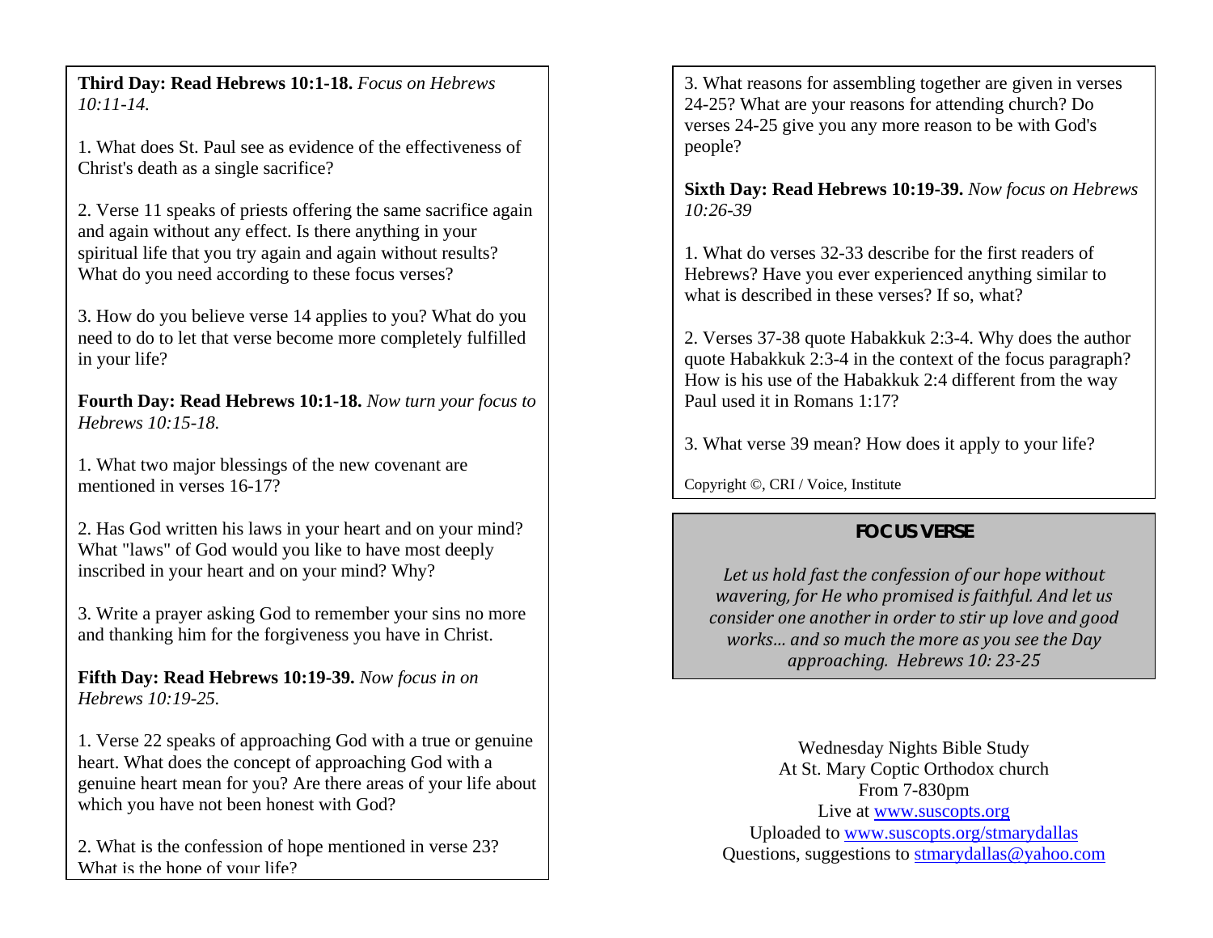**Third Day: Read Hebrews 10:1-18.** *Focus on Hebrews 10:11-14.*

1. What does St. Paul see as evidence of the effectiveness of Christ's death as a single sacrifice?

2. Verse 11 speaks of priests offering the same sacrifice again and again without any effect. Is there anything in your spiritual life that you try again and again without results? What do you need according to these focus verses?

3. How do you believe verse 14 applies to you? What do you need to do to let that verse become more completely fulfilled in your life?

**Fourth Day: Read Hebrews 10:1-18.** *Now turn your focus to Hebrews 10:15-18.*

1. What two major blessings of the new covenant are mentioned in verses 16-17?

2. Has God written his laws in your heart and on your mind? What "laws" of God would you like to have most deeply inscribed in your heart and on your mind? Why?

3. Write a prayer asking God to remember your sins no more and thanking him for the forgiveness you have in Christ.

**Fifth Day: Read Hebrews 10:19-39.** *Now focus in on Hebrews 10:19-25.*

1. Verse 22 speaks of approaching God with a true or genuine heart. What does the concept of approaching God with a genuine heart mean for you? Are there areas of your life about which you have not been honest with God?

2. What is the confession of hope mentioned in verse 23? What is the hope of your life?

3. What reasons for assembling together are given in verses 24-25? What are your reasons for attending church? Do verses 24-25 give you any more reason to be with God's people?

**Sixth Day: Read Hebrews 10:19-39.** *Now focus on Hebrews 10:26-39*

1. What do verses 32-33 describe for the first readers of Hebrews? Have you ever experienced anything similar to what is described in these verses? If so, what?

2. Verses 37-38 quote Habakkuk 2:3-4. Why does the author quote Habakkuk 2:3-4 in the context of the focus paragraph? How is his use of the Habakkuk 2:4 different from the way Paul used it in Romans 1:17?

3. What verse 39 mean? How does it apply to your life?

Copyright ©, CRI / Voice, Institute

**FOCUS VERSE**

*Let us hold fast the confession of our hope without wavering, for He who promised is faithful. And let us consider one another in order to stir up love and good works… and so much the more as you see the Day approaching. Hebrews 10: 23-25*

Wednesday Nights Bible Study
At St. Mary Coptic Orthodox church
From 7-830pm
Live at www.suscopts.org
Uploaded to www.suscopts.org/stmarydallas
Questions, suggestions to stmarydallas@yahoo.com